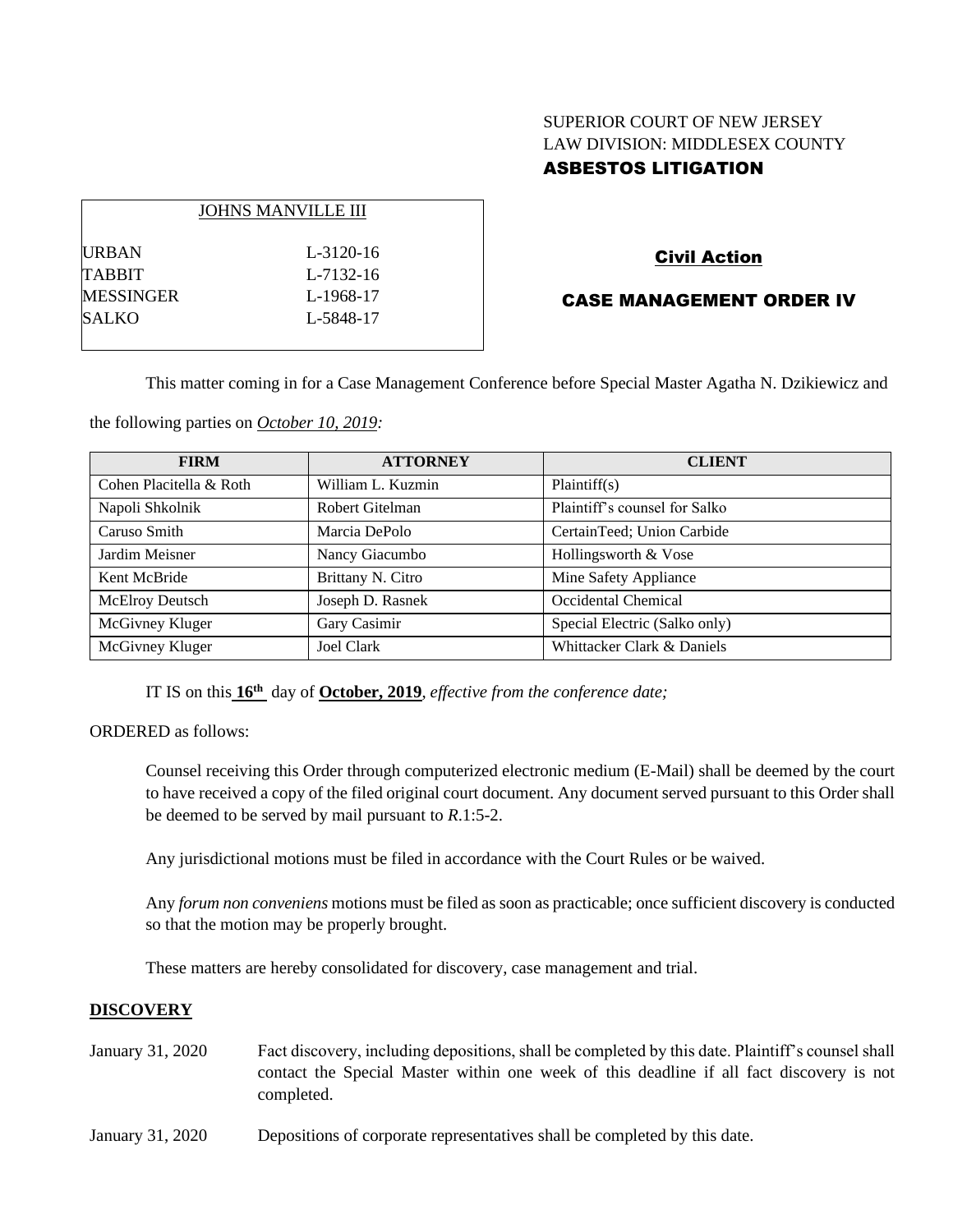SUPERIOR COURT OF NEW JERSEY
LAW DIVISION: MIDDLESEX COUNTY
**ASBESTOS LITIGATION**

| JOHNS MANVILLE III | |
|---|---|
| URBAN | L-3120-16 |
| TABBIT | L-7132-16 |
| MESSINGER | L-1968-17 |
| SALKO | L-5848-17 |

**Civil Action**

**CASE MANAGEMENT ORDER IV**

This matter coming in for a Case Management Conference before Special Master Agatha N. Dzikiewicz and the following parties on *October 10, 2019:*

| FIRM | ATTORNEY | CLIENT |
|---|---|---|
| Cohen Placitella & Roth | William L. Kuzmin | Plaintiff(s) |
| Napoli Shkolnik | Robert Gitelman | Plaintiff's counsel for Salko |
| Caruso Smith | Marcia DePolo | CertainTeed; Union Carbide |
| Jardim Meisner | Nancy Giacumbo | Hollingsworth & Vose |
| Kent McBride | Brittany N. Citro | Mine Safety Appliance |
| McElroy Deutsch | Joseph D. Rasnek | Occidental Chemical |
| McGivney Kluger | Gary Casimir | Special Electric (Salko only) |
| McGivney Kluger | Joel Clark | Whittacker Clark & Daniels |

IT IS on this **16th** day of **October, 2019**, *effective from the conference date;*

ORDERED as follows:

Counsel receiving this Order through computerized electronic medium (E-Mail) shall be deemed by the court to have received a copy of the filed original court document. Any document served pursuant to this Order shall be deemed to be served by mail pursuant to *R*.1:5-2.

Any jurisdictional motions must be filed in accordance with the Court Rules or be waived.

Any *forum non conveniens* motions must be filed as soon as practicable; once sufficient discovery is conducted so that the motion may be properly brought.

These matters are hereby consolidated for discovery, case management and trial.

**DISCOVERY**

January 31, 2020 — Fact discovery, including depositions, shall be completed by this date. Plaintiff's counsel shall contact the Special Master within one week of this deadline if all fact discovery is not completed.

January 31, 2020 — Depositions of corporate representatives shall be completed by this date.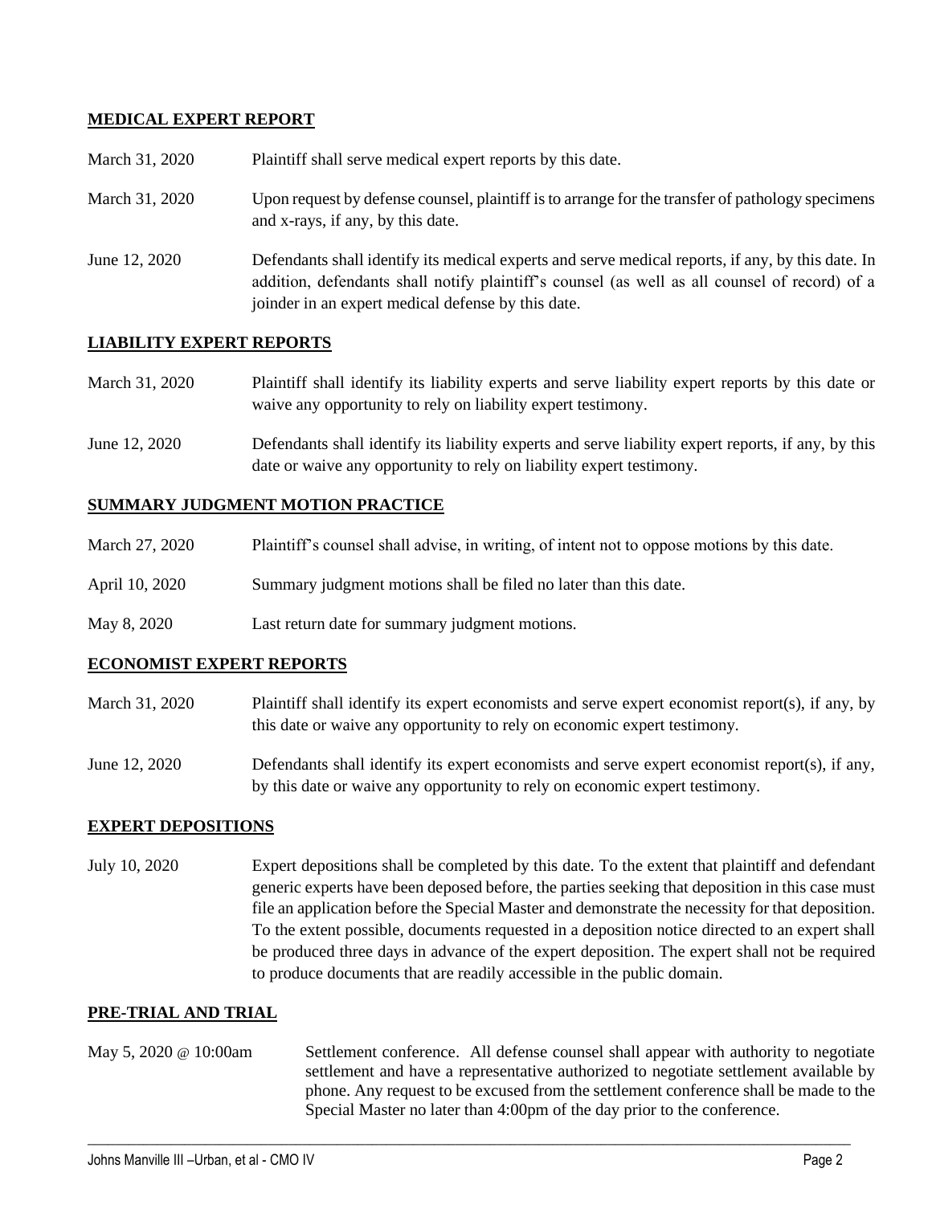**MEDICAL EXPERT REPORT**

| | |
|---|---|
| March 31, 2020 | Plaintiff shall serve medical expert reports by this date. |
| March 31, 2020 | Upon request by defense counsel, plaintiff is to arrange for the transfer of pathology specimens and x-rays, if any, by this date. |
| June 12, 2020 | Defendants shall identify its medical experts and serve medical reports, if any, by this date. In addition, defendants shall notify plaintiff's counsel (as well as all counsel of record) of a joinder in an expert medical defense by this date. |

**LIABILITY EXPERT REPORTS**

| | |
|---|---|
| March 31, 2020 | Plaintiff shall identify its liability experts and serve liability expert reports by this date or waive any opportunity to rely on liability expert testimony. |
| June 12, 2020 | Defendants shall identify its liability experts and serve liability expert reports, if any, by this date or waive any opportunity to rely on liability expert testimony. |

**SUMMARY JUDGMENT MOTION PRACTICE**

| | |
|---|---|
| March 27, 2020 | Plaintiff's counsel shall advise, in writing, of intent not to oppose motions by this date. |
| April 10, 2020 | Summary judgment motions shall be filed no later than this date. |
| May 8, 2020 | Last return date for summary judgment motions. |

**ECONOMIST EXPERT REPORTS**

| | |
|---|---|
| March 31, 2020 | Plaintiff shall identify its expert economists and serve expert economist report(s), if any, by this date or waive any opportunity to rely on economic expert testimony. |
| June 12, 2020 | Defendants shall identify its expert economists and serve expert economist report(s), if any, by this date or waive any opportunity to rely on economic expert testimony. |

**EXPERT DEPOSITIONS**

| | |
|---|---|
| July 10, 2020 | Expert depositions shall be completed by this date. To the extent that plaintiff and defendant generic experts have been deposed before, the parties seeking that deposition in this case must file an application before the Special Master and demonstrate the necessity for that deposition. To the extent possible, documents requested in a deposition notice directed to an expert shall be produced three days in advance of the expert deposition. The expert shall not be required to produce documents that are readily accessible in the public domain. |

**PRE-TRIAL AND TRIAL**

| | |
|---|---|
| May 5, 2020 @ 10:00am | Settlement conference. All defense counsel shall appear with authority to negotiate settlement and have a representative authorized to negotiate settlement available by phone. Any request to be excused from the settlement conference shall be made to the Special Master no later than 4:00pm of the day prior to the conference. |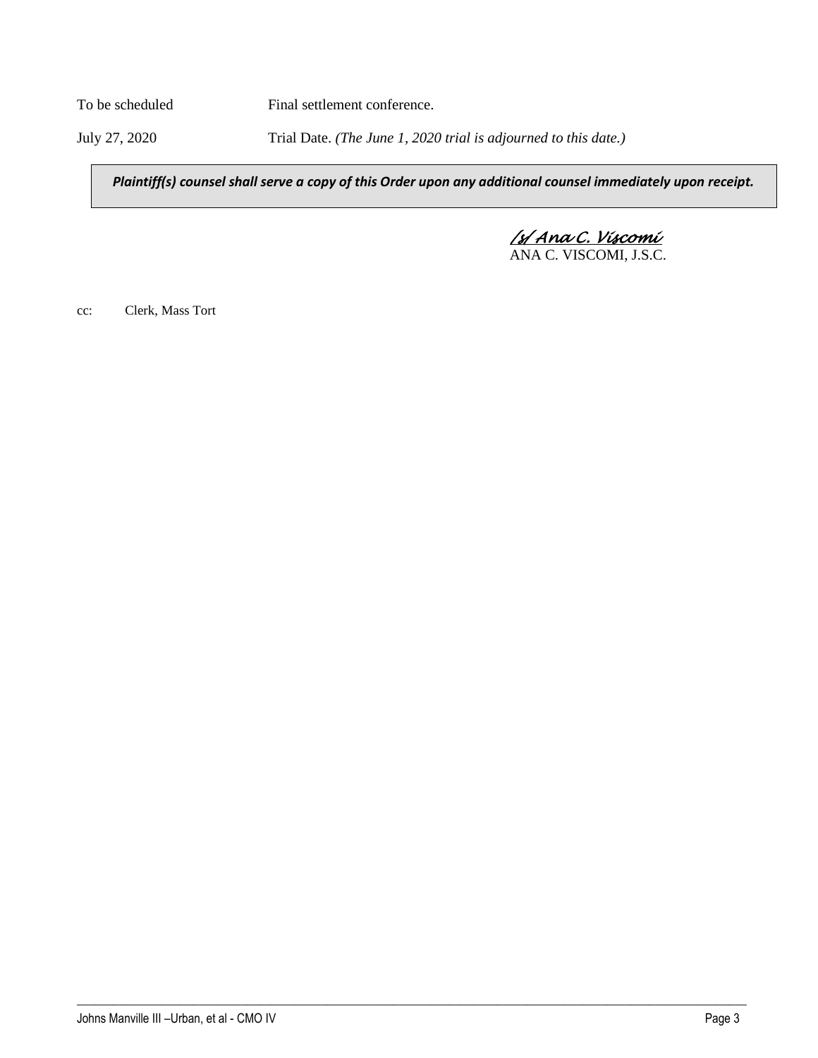| | |
|---|---|
| To be scheduled | Final settlement conference. |
| July 27, 2020 | Trial Date. *(The June 1, 2020 trial is adjourned to this date.)* |

***Plaintiff(s) counsel shall serve a copy of this Order upon any additional counsel immediately upon receipt.***

*/s/ Ana C. Viscomi*
ANA C. VISCOMI, J.S.C.

cc: Clerk, Mass Tort